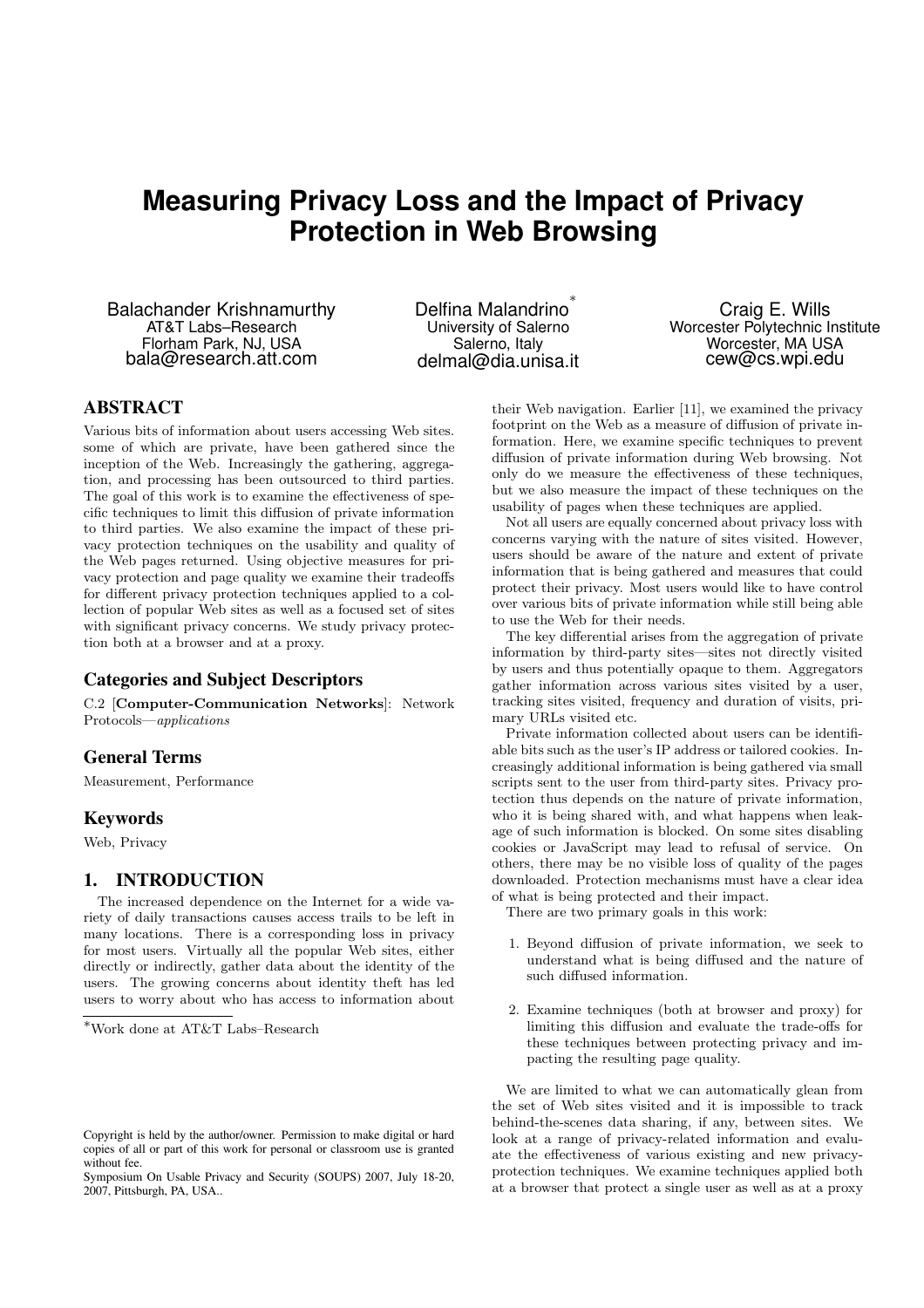# Measuring Privacy Loss and the Impact of Privacy Protection in Web Browsing

Balachander Krishnamurthy
AT&T Labs–Research
Florham Park, NJ, USA
bala@research.att.com

Delfina Malandrino*
University of Salerno
Salerno, Italy
delmal@dia.unisa.it

Craig E. Wills
Worcester Polytechnic Institute
Worcester, MA USA
cew@cs.wpi.edu

## ABSTRACT

Various bits of information about users accessing Web sites. some of which are private, have been gathered since the inception of the Web. Increasingly the gathering, aggregation, and processing has been outsourced to third parties. The goal of this work is to examine the effectiveness of specific techniques to limit this diffusion of private information to third parties. We also examine the impact of these privacy protection techniques on the usability and quality of the Web pages returned. Using objective measures for privacy protection and page quality we examine their tradeoffs for different privacy protection techniques applied to a collection of popular Web sites as well as a focused set of sites with significant privacy concerns. We study privacy protection both at a browser and at a proxy.

### Categories and Subject Descriptors

C.2 [**Computer-Communication Networks**]: Network Protocols—*applications*

### General Terms

Measurement, Performance

### Keywords

Web, Privacy

## 1. INTRODUCTION

The increased dependence on the Internet for a wide variety of daily transactions causes access trails to be left in many locations. There is a corresponding loss in privacy for most users. Virtually all the popular Web sites, either directly or indirectly, gather data about the identity of the users. The growing concerns about identity theft has led users to worry about who has access to information about their Web navigation. Earlier [11], we examined the privacy footprint on the Web as a measure of diffusion of private information. Here, we examine specific techniques to prevent diffusion of private information during Web browsing. Not only do we measure the effectiveness of these techniques, but we also measure the impact of these techniques on the usability of pages when these techniques are applied.

Not all users are equally concerned about privacy loss with concerns varying with the nature of sites visited. However, users should be aware of the nature and extent of private information that is being gathered and measures that could protect their privacy. Most users would like to have control over various bits of private information while still being able to use the Web for their needs.

The key differential arises from the aggregation of private information by third-party sites—sites not directly visited by users and thus potentially opaque to them. Aggregators gather information across various sites visited by a user, tracking sites visited, frequency and duration of visits, primary URLs visited etc.

Private information collected about users can be identifiable bits such as the user's IP address or tailored cookies. Increasingly additional information is being gathered via small scripts sent to the user from third-party sites. Privacy protection thus depends on the nature of private information, who it is being shared with, and what happens when leakage of such information is blocked. On some sites disabling cookies or JavaScript may lead to refusal of service. On others, there may be no visible loss of quality of the pages downloaded. Protection mechanisms must have a clear idea of what is being protected and their impact.

There are two primary goals in this work:

1. Beyond diffusion of private information, we seek to understand what is being diffused and the nature of such diffused information.

2. Examine techniques (both at browser and proxy) for limiting this diffusion and evaluate the trade-offs for these techniques between protecting privacy and impacting the resulting page quality.

We are limited to what we can automatically glean from the set of Web sites visited and it is impossible to track behind-the-scenes data sharing, if any, between sites. We look at a range of privacy-related information and evaluate the effectiveness of various existing and new privacy-protection techniques. We examine techniques applied both at a browser that protect a single user as well as at a proxy

*Work done at AT&T Labs–Research

Copyright is held by the author/owner. Permission to make digital or hard copies of all or part of this work for personal or classroom use is granted without fee.
Symposium On Usable Privacy and Security (SOUPS) 2007, July 18-20, 2007, Pittsburgh, PA, USA..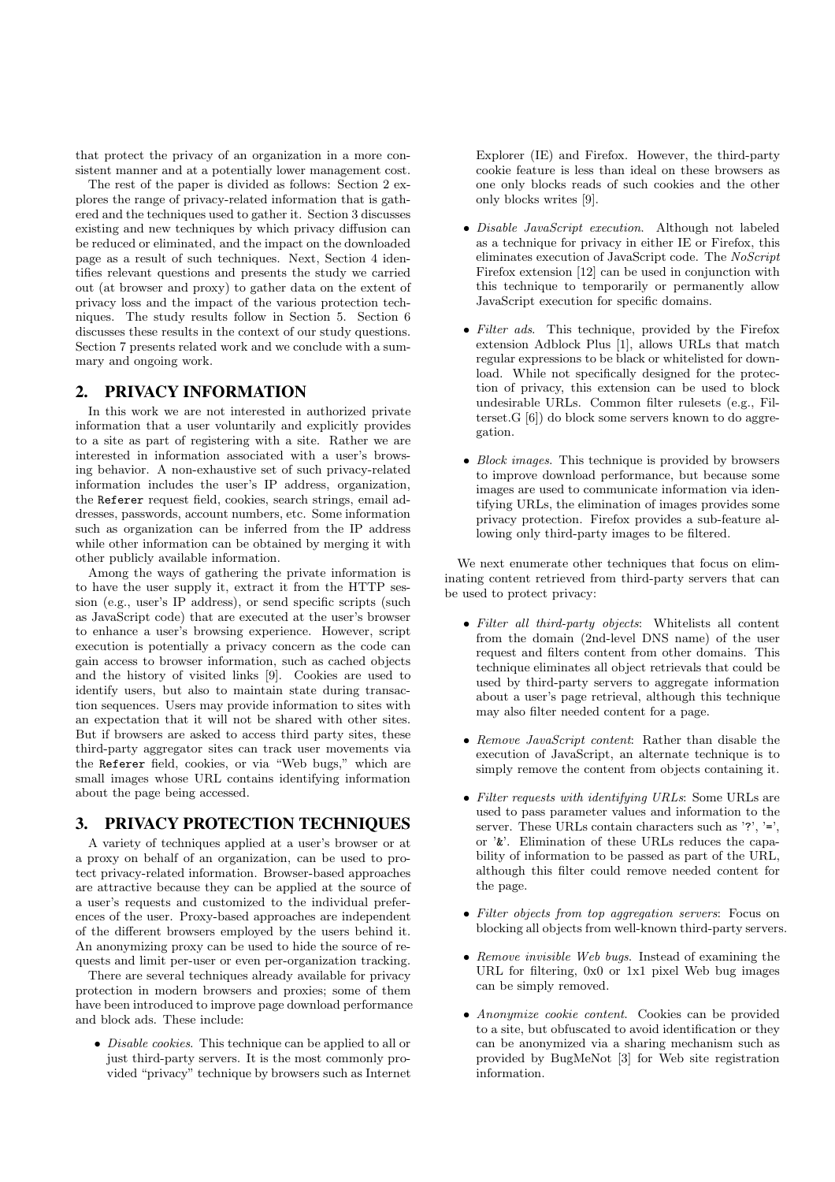that protect the privacy of an organization in a more consistent manner and at a potentially lower management cost.

The rest of the paper is divided as follows: Section 2 explores the range of privacy-related information that is gathered and the techniques used to gather it. Section 3 discusses existing and new techniques by which privacy diffusion can be reduced or eliminated, and the impact on the downloaded page as a result of such techniques. Next, Section 4 identifies relevant questions and presents the study we carried out (at browser and proxy) to gather data on the extent of privacy loss and the impact of the various protection techniques. The study results follow in Section 5. Section 6 discusses these results in the context of our study questions. Section 7 presents related work and we conclude with a summary and ongoing work.

## 2. PRIVACY INFORMATION

In this work we are not interested in authorized private information that a user voluntarily and explicitly provides to a site as part of registering with a site. Rather we are interested in information associated with a user's browsing behavior. A non-exhaustive set of such privacy-related information includes the user's IP address, organization, the `Referer` request field, cookies, search strings, email addresses, passwords, account numbers, etc. Some information such as organization can be inferred from the IP address while other information can be obtained by merging it with other publicly available information.

Among the ways of gathering the private information is to have the user supply it, extract it from the HTTP session (e.g., user's IP address), or send specific scripts (such as JavaScript code) that are executed at the user's browser to enhance a user's browsing experience. However, script execution is potentially a privacy concern as the code can gain access to browser information, such as cached objects and the history of visited links [9]. Cookies are used to identify users, but also to maintain state during transaction sequences. Users may provide information to sites with an expectation that it will not be shared with other sites. But if browsers are asked to access third party sites, these third-party aggregator sites can track user movements via the `Referer` field, cookies, or via "Web bugs," which are small images whose URL contains identifying information about the page being accessed.

## 3. PRIVACY PROTECTION TECHNIQUES

A variety of techniques applied at a user's browser or at a proxy on behalf of an organization, can be used to protect privacy-related information. Browser-based approaches are attractive because they can be applied at the source of a user's requests and customized to the individual preferences of the user. Proxy-based approaches are independent of the different browsers employed by the users behind it. An anonymizing proxy can be used to hide the source of requests and limit per-user or even per-organization tracking.

There are several techniques already available for privacy protection in modern browsers and proxies; some of them have been introduced to improve page download performance and block ads. These include:

- *Disable cookies*. This technique can be applied to all or just third-party servers. It is the most commonly provided "privacy" technique by browsers such as Internet Explorer (IE) and Firefox. However, the third-party cookie feature is less than ideal on these browsers as one only blocks reads of such cookies and the other only blocks writes [9].
- *Disable JavaScript execution*. Although not labeled as a technique for privacy in either IE or Firefox, this eliminates execution of JavaScript code. The *NoScript* Firefox extension [12] can be used in conjunction with this technique to temporarily or permanently allow JavaScript execution for specific domains.
- *Filter ads*. This technique, provided by the Firefox extension Adblock Plus [1], allows URLs that match regular expressions to be black or whitelisted for download. While not specifically designed for the protection of privacy, this extension can be used to block undesirable URLs. Common filter rulesets (e.g., Filterset.G [6]) do block some servers known to do aggregation.
- *Block images*. This technique is provided by browsers to improve download performance, but because some images are used to communicate information via identifying URLs, the elimination of images provides some privacy protection. Firefox provides a sub-feature allowing only third-party images to be filtered.

We next enumerate other techniques that focus on eliminating content retrieved from third-party servers that can be used to protect privacy:

- *Filter all third-party objects*: Whitelists all content from the domain (2nd-level DNS name) of the user request and filters content from other domains. This technique eliminates all object retrievals that could be used by third-party servers to aggregate information about a user's page retrieval, although this technique may also filter needed content for a page.
- *Remove JavaScript content*: Rather than disable the execution of JavaScript, an alternate technique is to simply remove the content from objects containing it.
- *Filter requests with identifying URLs*: Some URLs are used to pass parameter values and information to the server. These URLs contain characters such as '`?`', '`=`', or '`&`'. Elimination of these URLs reduces the capability of information to be passed as part of the URL, although this filter could remove needed content for the page.
- *Filter objects from top aggregation servers*: Focus on blocking all objects from well-known third-party servers.
- *Remove invisible Web bugs*. Instead of examining the URL for filtering, 0x0 or 1x1 pixel Web bug images can be simply removed.
- *Anonymize cookie content*. Cookies can be provided to a site, but obfuscated to avoid identification or they can be anonymized via a sharing mechanism such as provided by BugMeNot [3] for Web site registration information.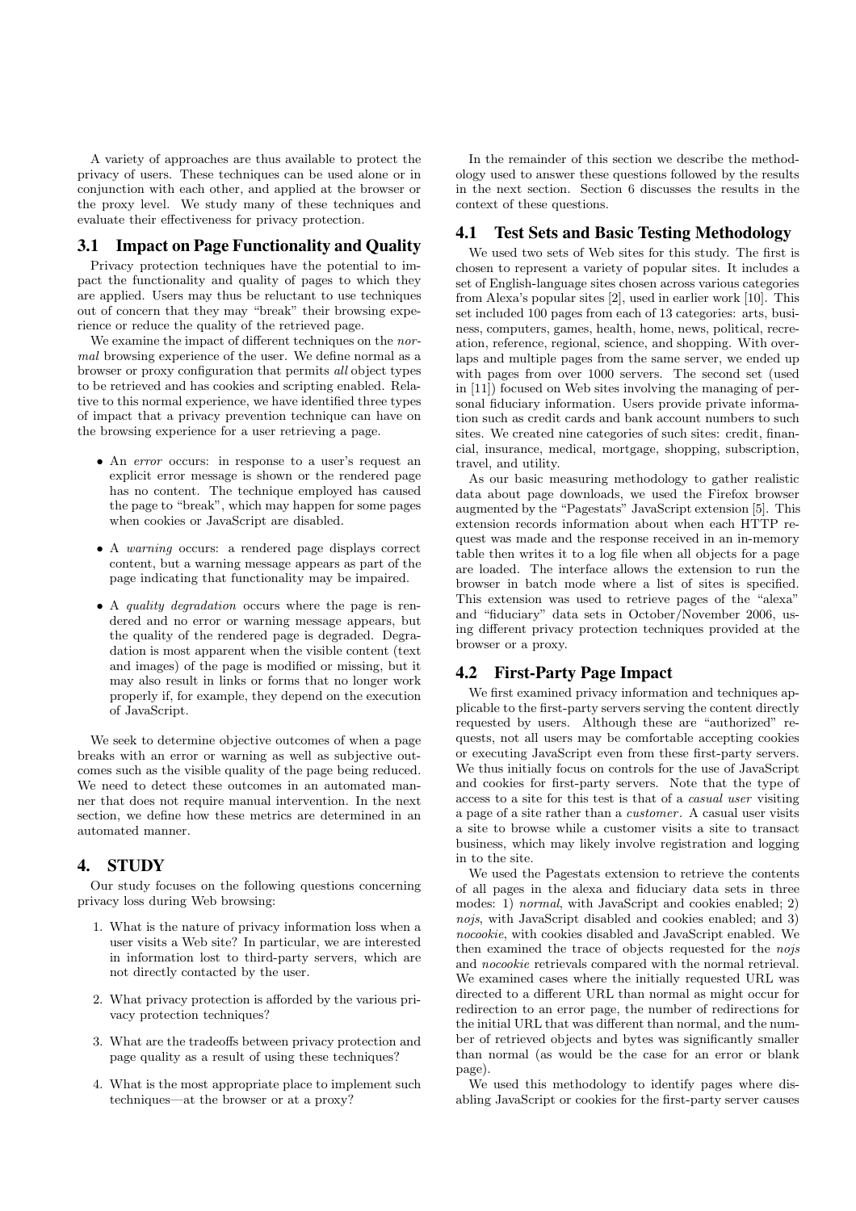A variety of approaches are thus available to protect the privacy of users. These techniques can be used alone or in conjunction with each other, and applied at the browser or the proxy level. We study many of these techniques and evaluate their effectiveness for privacy protection.

## 3.1 Impact on Page Functionality and Quality

Privacy protection techniques have the potential to impact the functionality and quality of pages to which they are applied. Users may thus be reluctant to use techniques out of concern that they may "break" their browsing experience or reduce the quality of the retrieved page.

We examine the impact of different techniques on the *normal* browsing experience of the user. We define normal as a browser or proxy configuration that permits *all* object types to be retrieved and has cookies and scripting enabled. Relative to this normal experience, we have identified three types of impact that a privacy prevention technique can have on the browsing experience for a user retrieving a page.

- An *error* occurs: in response to a user's request an explicit error message is shown or the rendered page has no content. The technique employed has caused the page to "break", which may happen for some pages when cookies or JavaScript are disabled.
- A *warning* occurs: a rendered page displays correct content, but a warning message appears as part of the page indicating that functionality may be impaired.
- A *quality degradation* occurs where the page is rendered and no error or warning message appears, but the quality of the rendered page is degraded. Degradation is most apparent when the visible content (text and images) of the page is modified or missing, but it may also result in links or forms that no longer work properly if, for example, they depend on the execution of JavaScript.

We seek to determine objective outcomes of when a page breaks with an error or warning as well as subjective outcomes such as the visible quality of the page being reduced. We need to detect these outcomes in an automated manner that does not require manual intervention. In the next section, we define how these metrics are determined in an automated manner.

# 4. STUDY

Our study focuses on the following questions concerning privacy loss during Web browsing:

1. What is the nature of privacy information loss when a user visits a Web site? In particular, we are interested in information lost to third-party servers, which are not directly contacted by the user.
2. What privacy protection is afforded by the various privacy protection techniques?
3. What are the tradeoffs between privacy protection and page quality as a result of using these techniques?
4. What is the most appropriate place to implement such techniques—at the browser or at a proxy?

In the remainder of this section we describe the methodology used to answer these questions followed by the results in the next section. Section 6 discusses the results in the context of these questions.

## 4.1 Test Sets and Basic Testing Methodology

We used two sets of Web sites for this study. The first is chosen to represent a variety of popular sites. It includes a set of English-language sites chosen across various categories from Alexa's popular sites [2], used in earlier work [10]. This set included 100 pages from each of 13 categories: arts, business, computers, games, health, home, news, political, recreation, reference, regional, science, and shopping. With overlaps and multiple pages from the same server, we ended up with pages from over 1000 servers. The second set (used in [11]) focused on Web sites involving the managing of personal fiduciary information. Users provide private information such as credit cards and bank account numbers to such sites. We created nine categories of such sites: credit, financial, insurance, medical, mortgage, shopping, subscription, travel, and utility.

As our basic measuring methodology to gather realistic data about page downloads, we used the Firefox browser augmented by the "Pagestats" JavaScript extension [5]. This extension records information about when each HTTP request was made and the response received in an in-memory table then writes it to a log file when all objects for a page are loaded. The interface allows the extension to run the browser in batch mode where a list of sites is specified. This extension was used to retrieve pages of the "alexa" and "fiduciary" data sets in October/November 2006, using different privacy protection techniques provided at the browser or a proxy.

## 4.2 First-Party Page Impact

We first examined privacy information and techniques applicable to the first-party servers serving the content directly requested by users. Although these are "authorized" requests, not all users may be comfortable accepting cookies or executing JavaScript even from these first-party servers. We thus initially focus on controls for the use of JavaScript and cookies for first-party servers. Note that the type of access to a site for this test is that of a *casual user* visiting a page of a site rather than a *customer*. A casual user visits a site to browse while a customer visits a site to transact business, which may likely involve registration and logging in to the site.

We used the Pagestats extension to retrieve the contents of all pages in the alexa and fiduciary data sets in three modes: 1) *normal*, with JavaScript and cookies enabled; 2) *nojs*, with JavaScript disabled and cookies enabled; and 3) *nocookie*, with cookies disabled and JavaScript enabled. We then examined the trace of objects requested for the *nojs* and *nocookie* retrievals compared with the normal retrieval. We examined cases where the initially requested URL was directed to a different URL than normal as might occur for redirection to an error page, the number of redirections for the initial URL that was different than normal, and the number of retrieved objects and bytes was significantly smaller than normal (as would be the case for an error or blank page).

We used this methodology to identify pages where disabling JavaScript or cookies for the first-party server causes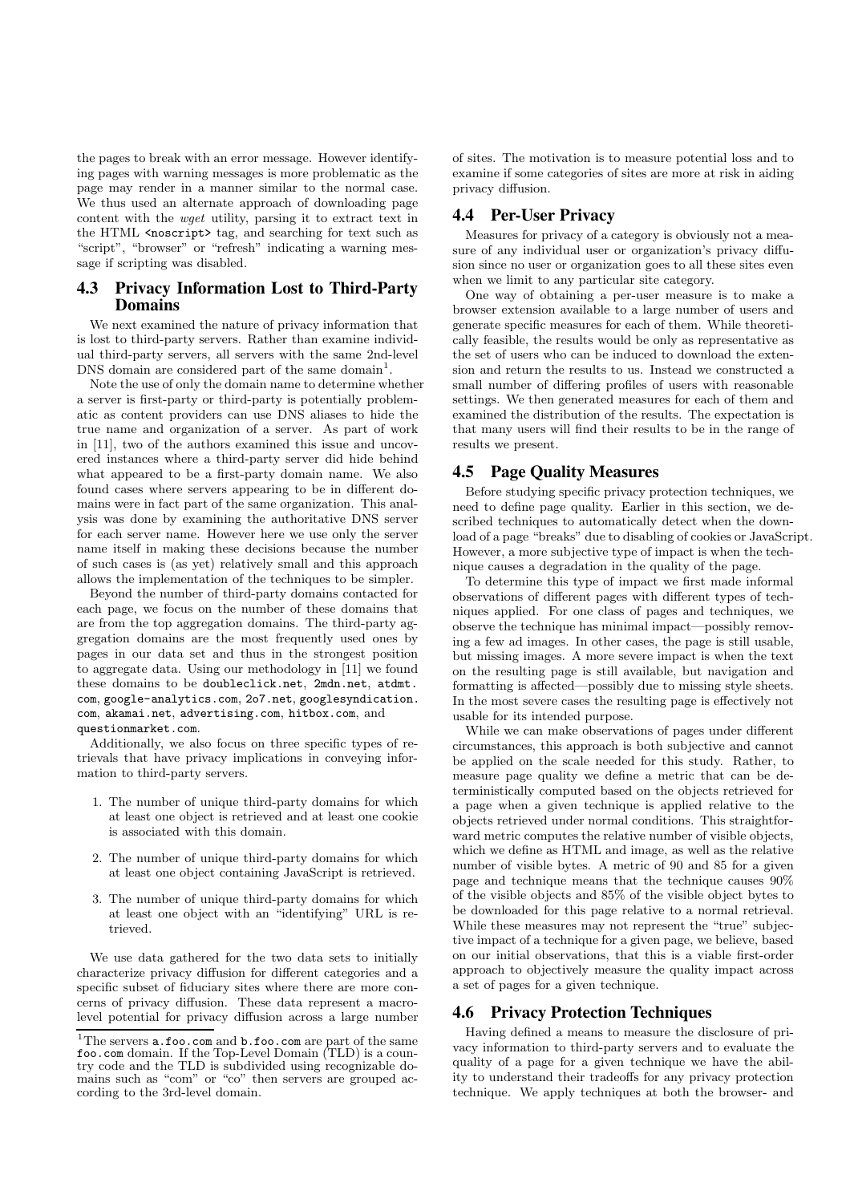the pages to break with an error message. However identifying pages with warning messages is more problematic as the page may render in a manner similar to the normal case. We thus used an alternate approach of downloading page content with the *wget* utility, parsing it to extract text in the HTML `<noscript>` tag, and searching for text such as "script", "browser" or "refresh" indicating a warning message if scripting was disabled.

## 4.3 Privacy Information Lost to Third-Party Domains

We next examined the nature of privacy information that is lost to third-party servers. Rather than examine individual third-party servers, all servers with the same 2nd-level DNS domain are considered part of the same domain[1].

Note the use of only the domain name to determine whether a server is first-party or third-party is potentially problematic as content providers can use DNS aliases to hide the true name and organization of a server. As part of work in [11], two of the authors examined this issue and uncovered instances where a third-party server did hide behind what appeared to be a first-party domain name. We also found cases where servers appearing to be in different domains were in fact part of the same organization. This analysis was done by examining the authoritative DNS server for each server name. However here we use only the server name itself in making these decisions because the number of such cases is (as yet) relatively small and this approach allows the implementation of the techniques to be simpler.

Beyond the number of third-party domains contacted for each page, we focus on the number of these domains that are from the top aggregation domains. The third-party aggregation domains are the most frequently used ones by pages in our data set and thus in the strongest position to aggregate data. Using our methodology in [11] we found these domains to be `doubleclick.net`, `2mdn.net`, `atdmt.com`, `google-analytics.com`, `2o7.net`, `googlesyndication.com`, `akamai.net`, `advertising.com`, `hitbox.com`, and `questionmarket.com`.

Additionally, we also focus on three specific types of retrievals that have privacy implications in conveying information to third-party servers.

1. The number of unique third-party domains for which at least one object is retrieved and at least one cookie is associated with this domain.
2. The number of unique third-party domains for which at least one object containing JavaScript is retrieved.
3. The number of unique third-party domains for which at least one object with an "identifying" URL is retrieved.

We use data gathered for the two data sets to initially characterize privacy diffusion for different categories and a specific subset of fiduciary sites where there are more concerns of privacy diffusion. These data represent a macro-level potential for privacy diffusion across a large number of sites. The motivation is to measure potential loss and to examine if some categories of sites are more at risk in aiding privacy diffusion.

[1] The servers `a.foo.com` and `b.foo.com` are part of the same `foo.com` domain. If the Top-Level Domain (TLD) is a country code and the TLD is subdivided using recognizable domains such as "com" or "co" then servers are grouped according to the 3rd-level domain.

## 4.4 Per-User Privacy

Measures for privacy of a category is obviously not a measure of any individual user or organization's privacy diffusion since no user or organization goes to all these sites even when we limit to any particular site category.

One way of obtaining a per-user measure is to make a browser extension available to a large number of users and generate specific measures for each of them. While theoretically feasible, the results would be only as representative as the set of users who can be induced to download the extension and return the results to us. Instead we constructed a small number of differing profiles of users with reasonable settings. We then generated measures for each of them and examined the distribution of the results. The expectation is that many users will find their results to be in the range of results we present.

## 4.5 Page Quality Measures

Before studying specific privacy protection techniques, we need to define page quality. Earlier in this section, we described techniques to automatically detect when the download of a page "breaks" due to disabling of cookies or JavaScript. However, a more subjective type of impact is when the technique causes a degradation in the quality of the page.

To determine this type of impact we first made informal observations of different pages with different types of techniques applied. For one class of pages and techniques, we observe the technique has minimal impact—possibly removing a few ad images. In other cases, the page is still usable, but missing images. A more severe impact is when the text on the resulting page is still available, but navigation and formatting is affected—possibly due to missing style sheets. In the most severe cases the resulting page is effectively not usable for its intended purpose.

While we can make observations of pages under different circumstances, this approach is both subjective and cannot be applied on the scale needed for this study. Rather, to measure page quality we define a metric that can be deterministically computed based on the objects retrieved for a page when a given technique is applied relative to the objects retrieved under normal conditions. This straightforward metric computes the relative number of visible objects, which we define as HTML and image, as well as the relative number of visible bytes. A metric of 90 and 85 for a given page and technique means that the technique causes 90% of the visible objects and 85% of the visible object bytes to be downloaded for this page relative to a normal retrieval. While these measures may not represent the "true" subjective impact of a technique for a given page, we believe, based on our initial observations, that this is a viable first-order approach to objectively measure the quality impact across a set of pages for a given technique.

## 4.6 Privacy Protection Techniques

Having defined a means to measure the disclosure of privacy information to third-party servers and to evaluate the quality of a page for a given technique we have the ability to understand their tradeoffs for any privacy protection technique. We apply techniques at both the browser- and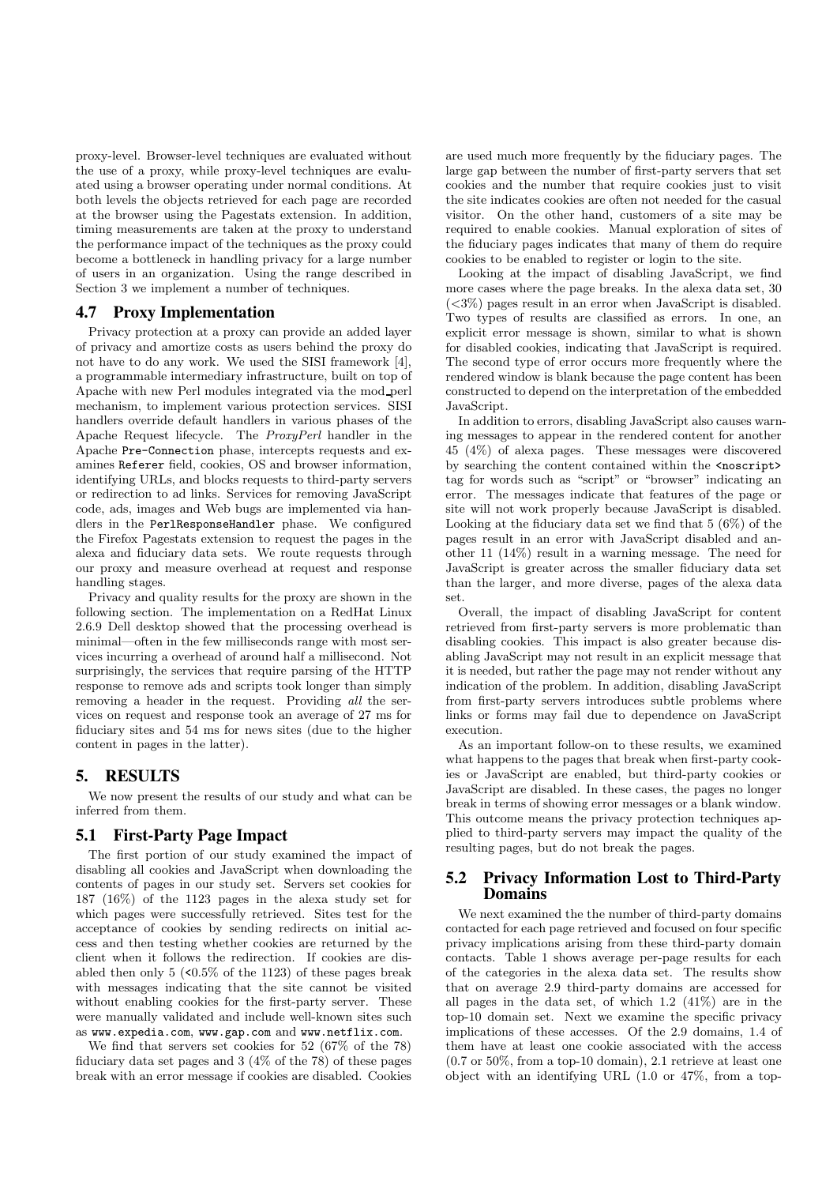proxy-level. Browser-level techniques are evaluated without the use of a proxy, while proxy-level techniques are evaluated using a browser operating under normal conditions. At both levels the objects retrieved for each page are recorded at the browser using the Pagestats extension. In addition, timing measurements are taken at the proxy to understand the performance impact of the techniques as the proxy could become a bottleneck in handling privacy for a large number of users in an organization. Using the range described in Section 3 we implement a number of techniques.

### 4.7 Proxy Implementation

Privacy protection at a proxy can provide an added layer of privacy and amortize costs as users behind the proxy do not have to do any work. We used the SISI framework [4], a programmable intermediary infrastructure, built on top of Apache with new Perl modules integrated via the mod_perl mechanism, to implement various protection services. SISI handlers override default handlers in various phases of the Apache Request lifecycle. The *ProxyPerl* handler in the Apache `Pre-Connection` phase, intercepts requests and examines `Referer` field, cookies, OS and browser information, identifying URLs, and blocks requests to third-party servers or redirection to ad links. Services for removing JavaScript code, ads, images and Web bugs are implemented via handlers in the `PerlResponseHandler` phase. We configured the Firefox Pagestats extension to request the pages in the alexa and fiduciary data sets. We route requests through our proxy and measure overhead at request and response handling stages.

Privacy and quality results for the proxy are shown in the following section. The implementation on a RedHat Linux 2.6.9 Dell desktop showed that the processing overhead is minimal—often in the few milliseconds range with most services incurring a overhead of around half a millisecond. Not surprisingly, the services that require parsing of the HTTP response to remove ads and scripts took longer than simply removing a header in the request. Providing *all* the services on request and response took an average of 27 ms for fiduciary sites and 54 ms for news sites (due to the higher content in pages in the latter).

## 5. RESULTS

We now present the results of our study and what can be inferred from them.

### 5.1 First-Party Page Impact

The first portion of our study examined the impact of disabling all cookies and JavaScript when downloading the contents of pages in our study set. Servers set cookies for 187 (16%) of the 1123 pages in the alexa study set for which pages were successfully retrieved. Sites test for the acceptance of cookies by sending redirects on initial access and then testing whether cookies are returned by the client when it follows the redirection. If cookies are disabled then only 5 (<0.5% of the 1123) of these pages break with messages indicating that the site cannot be visited without enabling cookies for the first-party server. These were manually validated and include well-known sites such as `www.expedia.com`, `www.gap.com` and `www.netflix.com`.

We find that servers set cookies for 52 (67% of the 78) fiduciary data set pages and 3 (4% of the 78) of these pages break with an error message if cookies are disabled. Cookies are used much more frequently by the fiduciary pages. The large gap between the number of first-party servers that set cookies and the number that require cookies just to visit the site indicates cookies are often not needed for the casual visitor. On the other hand, customers of a site may be required to enable cookies. Manual exploration of sites of the fiduciary pages indicates that many of them do require cookies to be enabled to register or login to the site.

Looking at the impact of disabling JavaScript, we find more cases where the page breaks. In the alexa data set, 30 (<3%) pages result in an error when JavaScript is disabled. Two types of results are classified as errors. In one, an explicit error message is shown, similar to what is shown for disabled cookies, indicating that JavaScript is required. The second type of error occurs more frequently where the rendered window is blank because the page content has been constructed to depend on the interpretation of the embedded JavaScript.

In addition to errors, disabling JavaScript also causes warning messages to appear in the rendered content for another 45 (4%) of alexa pages. These messages were discovered by searching the content contained within the `<noscript>` tag for words such as "script" or "browser" indicating an error. The messages indicate that features of the page or site will not work properly because JavaScript is disabled. Looking at the fiduciary data set we find that 5 (6%) of the pages result in an error with JavaScript disabled and another 11 (14%) result in a warning message. The need for JavaScript is greater across the smaller fiduciary data set than the larger, and more diverse, pages of the alexa data set.

Overall, the impact of disabling JavaScript for content retrieved from first-party servers is more problematic than disabling cookies. This impact is also greater because disabling JavaScript may not result in an explicit message that it is needed, but rather the page may not render without any indication of the problem. In addition, disabling JavaScript from first-party servers introduces subtle problems where links or forms may fail due to dependence on JavaScript execution.

As an important follow-on to these results, we examined what happens to the pages that break when first-party cookies or JavaScript are enabled, but third-party cookies or JavaScript are disabled. In these cases, the pages no longer break in terms of showing error messages or a blank window. This outcome means the privacy protection techniques applied to third-party servers may impact the quality of the resulting pages, but do not break the pages.

### 5.2 Privacy Information Lost to Third-Party Domains

We next examined the the number of third-party domains contacted for each page retrieved and focused on four specific privacy implications arising from these third-party domain contacts. Table 1 shows average per-page results for each of the categories in the alexa data set. The results show that on average 2.9 third-party domains are accessed for all pages in the data set, of which 1.2 (41%) are in the top-10 domain set. Next we examine the specific privacy implications of these accesses. Of the 2.9 domains, 1.4 of them have at least one cookie associated with the access (0.7 or 50%, from a top-10 domain), 2.1 retrieve at least one object with an identifying URL (1.0 or 47%, from a top-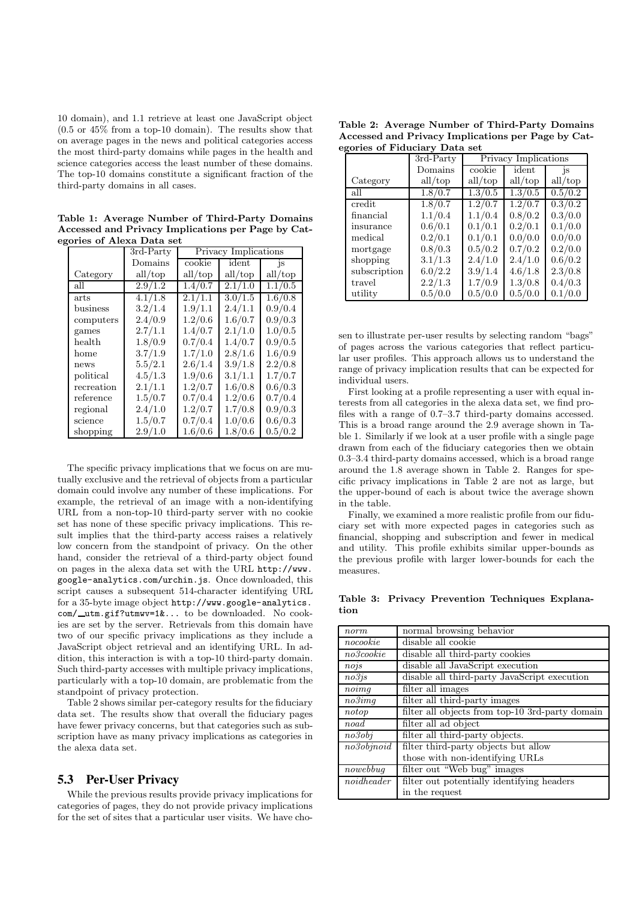10 domain), and 1.1 retrieve at least one JavaScript object (0.5 or 45% from a top-10 domain). The results show that on average pages in the news and political categories access the most third-party domains while pages in the health and science categories access the least number of these domains. The top-10 domains constitute a significant fraction of the third-party domains in all cases.

**Table 1: Average Number of Third-Party Domains Accessed and Privacy Implications per Page by Categories of Alexa Data set**

| | 3rd-Party | Privacy Implications | | |
|---|---|---|---|---|
| | Domains | cookie | ident | js |
| Category | all/top | all/top | all/top | all/top |
| all | 2.9/1.2 | 1.4/0.7 | 2.1/1.0 | 1.1/0.5 |
| arts | 4.1/1.8 | 2.1/1.1 | 3.0/1.5 | 1.6/0.8 |
| business | 3.2/1.4 | 1.9/1.1 | 2.4/1.1 | 0.9/0.4 |
| computers | 2.4/0.9 | 1.2/0.6 | 1.6/0.7 | 0.9/0.3 |
| games | 2.7/1.1 | 1.4/0.7 | 2.1/1.0 | 1.0/0.5 |
| health | 1.8/0.9 | 0.7/0.4 | 1.4/0.7 | 0.9/0.5 |
| home | 3.7/1.9 | 1.7/1.0 | 2.8/1.6 | 1.6/0.9 |
| news | 5.5/2.1 | 2.6/1.4 | 3.9/1.8 | 2.2/0.8 |
| political | 4.5/1.3 | 1.9/0.6 | 3.1/1.1 | 1.7/0.7 |
| recreation | 2.1/1.1 | 1.2/0.7 | 1.6/0.8 | 0.6/0.3 |
| reference | 1.5/0.7 | 0.7/0.4 | 1.2/0.6 | 0.7/0.4 |
| regional | 2.4/1.0 | 1.2/0.7 | 1.7/0.8 | 0.9/0.3 |
| science | 1.5/0.7 | 0.7/0.4 | 1.0/0.6 | 0.6/0.3 |
| shopping | 2.9/1.0 | 1.6/0.6 | 1.8/0.6 | 0.5/0.2 |

The specific privacy implications that we focus on are mutually exclusive and the retrieval of objects from a particular domain could involve any number of these implications. For example, the retrieval of an image with a non-identifying URL from a non-top-10 third-party server with no cookie set has none of these specific privacy implications. This result implies that the third-party access raises a relatively low concern from the standpoint of privacy. On the other hand, consider the retrieval of a third-party object found on pages in the alexa data set with the URL `http://www.google-analytics.com/urchin.js`. Once downloaded, this script causes a subsequent 514-character identifying URL for a 35-byte image object `http://www.google-analytics.com/__utm.gif?utmwv=1&...` to be downloaded. No cookies are set by the server. Retrievals from this domain have two of our specific privacy implications as they include a JavaScript object retrieval and an identifying URL. In addition, this interaction is with a top-10 third-party domain. Such third-party accesses with multiple privacy implications, particularly with a top-10 domain, are problematic from the standpoint of privacy protection.

Table 2 shows similar per-category results for the fiduciary data set. The results show that overall the fiduciary pages have fewer privacy concerns, but that categories such as subscription have as many privacy implications as categories in the alexa data set.

## 5.3 Per-User Privacy

While the previous results provide privacy implications for categories of pages, they do not provide privacy implications for the set of sites that a particular user visits. We have chosen to illustrate per-user results by selecting random "bags" of pages across the various categories that reflect particular user profiles. This approach allows us to understand the range of privacy implication results that can be expected for individual users.

**Table 2: Average Number of Third-Party Domains Accessed and Privacy Implications per Page by Categories of Fiduciary Data set**

| | 3rd-Party | Privacy Implications | | |
|---|---|---|---|---|
| | Domains | cookie | ident | js |
| Category | all/top | all/top | all/top | all/top |
| all | 1.8/0.7 | 1.3/0.5 | 1.3/0.5 | 0.5/0.2 |
| credit | 1.8/0.7 | 1.2/0.7 | 1.2/0.7 | 0.3/0.2 |
| financial | 1.1/0.4 | 1.1/0.4 | 0.8/0.2 | 0.3/0.0 |
| insurance | 0.6/0.1 | 0.1/0.1 | 0.2/0.1 | 0.1/0.0 |
| medical | 0.2/0.1 | 0.1/0.1 | 0.0/0.0 | 0.0/0.0 |
| mortgage | 0.8/0.3 | 0.5/0.2 | 0.7/0.2 | 0.2/0.0 |
| shopping | 3.1/1.3 | 2.4/1.0 | 2.4/1.0 | 0.6/0.2 |
| subscription | 6.0/2.2 | 3.9/1.4 | 4.6/1.8 | 2.3/0.8 |
| travel | 2.2/1.3 | 1.7/0.9 | 1.3/0.8 | 0.4/0.3 |
| utility | 0.5/0.0 | 0.5/0.0 | 0.5/0.0 | 0.1/0.0 |

First looking at a profile representing a user with equal interests from all categories in the alexa data set, we find profiles with a range of 0.7–3.7 third-party domains accessed. This is a broad range around the 2.9 average shown in Table 1. Similarly if we look at a user profile with a single page drawn from each of the fiduciary categories then we obtain 0.3–3.4 third-party domains accessed, which is a broad range around the 1.8 average shown in Table 2. Ranges for specific privacy implications in Table 2 are not as large, but the upper-bound of each is about twice the average shown in the table.

Finally, we examined a more realistic profile from our fiduciary set with more expected pages in categories such as financial, shopping and subscription and fewer in medical and utility. This profile exhibits similar upper-bounds as the previous profile with larger lower-bounds for each the measures.

**Table 3: Privacy Prevention Techniques Explanation**

| Technique | Explanation |
|---|---|
| *norm* | normal browsing behavior |
| *nocookie* | disable all cookie |
| *no3cookie* | disable all third-party cookies |
| *nojs* | disable all JavaScript execution |
| *no3js* | disable all third-party JavaScript execution |
| *noimg* | filter all images |
| *no3img* | filter all third-party images |
| *notop* | filter all objects from top-10 3rd-party domain |
| *noad* | filter all ad object |
| *no3obj* | filter all third-party objects. |
| *no3objnoid* | filter third-party objects but allow those with non-identifying URLs |
| *nowebbug* | filter out "Web bug" images |
| *noidheader* | filter out potentially identifying headers in the request |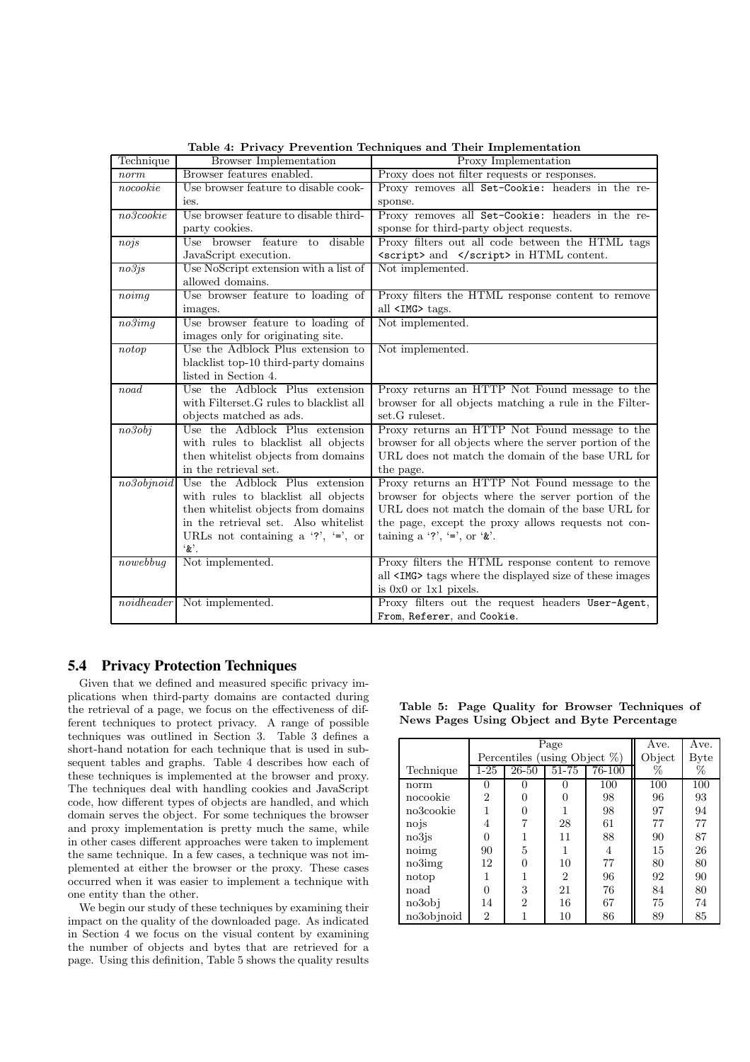**Table 4: Privacy Prevention Techniques and Their Implementation**

| Technique | Browser Implementation | Proxy Implementation |
|---|---|---|
| *norm* | Browser features enabled. | Proxy does not filter requests or responses. |
| *nocookie* | Use browser feature to disable cookies. | Proxy removes all `Set-Cookie:` headers in the response. |
| *no3cookie* | Use browser feature to disable third-party cookies. | Proxy removes all `Set-Cookie:` headers in the response for third-party object requests. |
| *nojs* | Use browser feature to disable JavaScript execution. | Proxy filters out all code between the HTML tags `<script>` and `</script>` in HTML content. |
| *no3js* | Use NoScript extension with a list of allowed domains. | Not implemented. |
| *noimg* | Use browser feature to loading of images. | Proxy filters the HTML response content to remove all `<IMG>` tags. |
| *no3img* | Use browser feature to loading of images only for originating site. | Not implemented. |
| *notop* | Use the Adblock Plus extension to blacklist top-10 third-party domains listed in Section 4. | Not implemented. |
| *noad* | Use the Adblock Plus extension with Filterset.G rules to blacklist all objects matched as ads. | Proxy returns an HTTP Not Found message to the browser for all objects matching a rule in the Filterset.G ruleset. |
| *no3obj* | Use the Adblock Plus extension with rules to blacklist all objects then whitelist objects from domains in the retrieval set. | Proxy returns an HTTP Not Found message to the browser for all objects where the server portion of the URL does not match the domain of the base URL for the page. |
| *no3objnoid* | Use the Adblock Plus extension with rules to blacklist all objects then whitelist objects from domains in the retrieval set. Also whitelist URLs not containing a '?', '=', or '&'. | Proxy returns an HTTP Not Found message to the browser for objects where the server portion of the URL does not match the domain of the base URL for the page, except the proxy allows requests not containing a '?', '=', or '&'. |
| *nowebbug* | Not implemented. | Proxy filters the HTML response content to remove all `<IMG>` tags where the displayed size of these images is 0x0 or 1x1 pixels. |
| *noidheader* | Not implemented. | Proxy filters out the request headers `User-Agent`, `From`, `Referer`, and `Cookie`. |

## 5.4 Privacy Protection Techniques

Given that we defined and measured specific privacy implications when third-party domains are contacted during the retrieval of a page, we focus on the effectiveness of different techniques to protect privacy. A range of possible techniques was outlined in Section 3. Table 3 defines a short-hand notation for each technique that is used in subsequent tables and graphs. Table 4 describes how each of these techniques is implemented at the browser and proxy. The techniques deal with handling cookies and JavaScript code, how different types of objects are handled, and which domain serves the object. For some techniques the browser and proxy implementation is pretty much the same, while in other cases different approaches were taken to implement the same technique. In a few cases, a technique was not implemented at either the browser or the proxy. These cases occurred when it was easier to implement a technique with one entity than the other.

We begin our study of these techniques by examining their impact on the quality of the downloaded page. As indicated in Section 4 we focus on the visual content by examining the number of objects and bytes that are retrieved for a page. Using this definition, Table 5 shows the quality results

**Table 5: Page Quality for Browser Techniques of News Pages Using Object and Byte Percentage**

| | Page | | | | Ave. | Ave. |
|---|---|---|---|---|---|---|
| | Percentiles (using Object %) | | | | Object | Byte |
| Technique | 1-25 | 26-50 | 51-75 | 76-100 | % | % |
| norm | 0 | 0 | 0 | 100 | 100 | 100 |
| nocookie | 2 | 0 | 0 | 98 | 96 | 93 |
| no3cookie | 1 | 0 | 1 | 98 | 97 | 94 |
| nojs | 4 | 7 | 28 | 61 | 77 | 77 |
| no3js | 0 | 1 | 11 | 88 | 90 | 87 |
| noimg | 90 | 5 | 1 | 4 | 15 | 26 |
| no3img | 12 | 0 | 10 | 77 | 80 | 80 |
| notop | 1 | 1 | 2 | 96 | 92 | 90 |
| noad | 0 | 3 | 21 | 76 | 84 | 80 |
| no3obj | 14 | 2 | 16 | 67 | 75 | 74 |
| no3objnoid | 2 | 1 | 10 | 86 | 89 | 85 |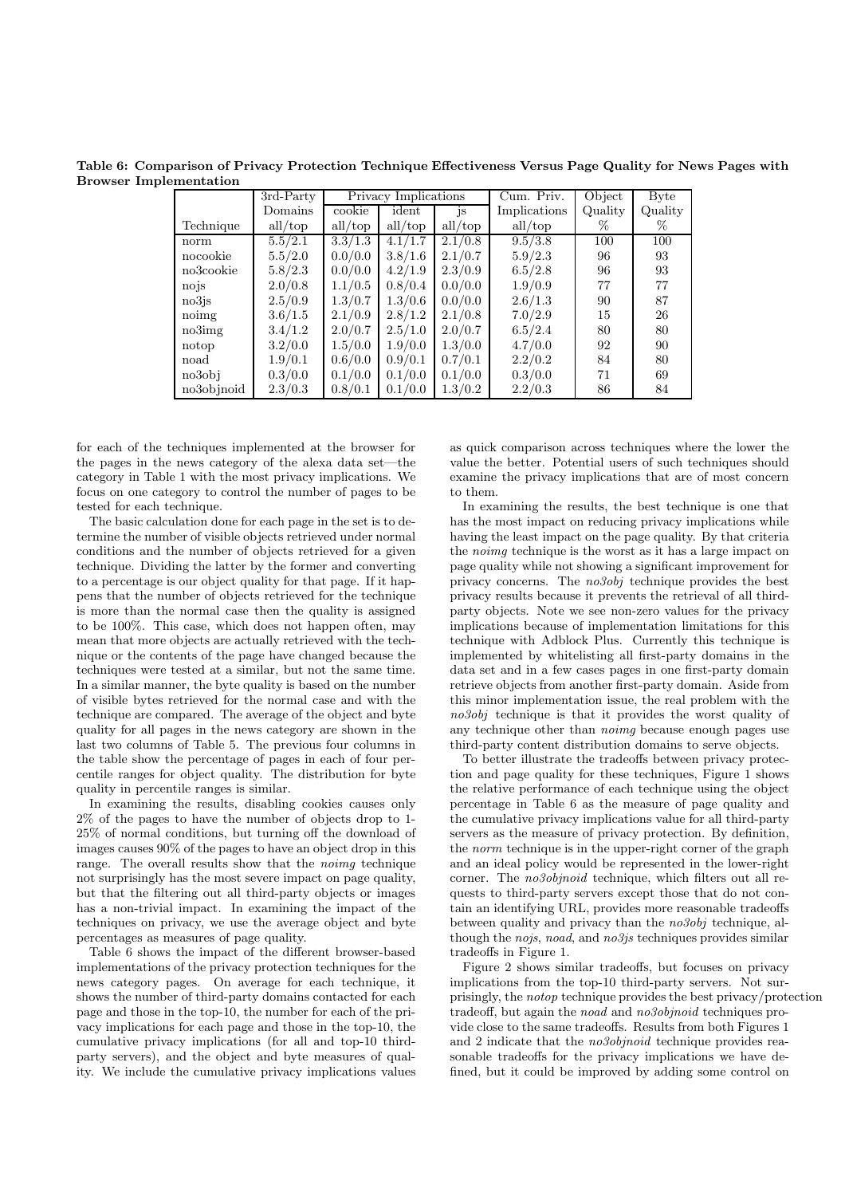**Table 6: Comparison of Privacy Protection Technique Effectiveness Versus Page Quality for News Pages with Browser Implementation**

| | 3rd-Party | Privacy Implications | | | Cum. Priv. | Object | Byte |
|---|---|---|---|---|---|---|---|
| | Domains | cookie | ident | js | Implications | Quality | Quality |
| Technique | all/top | all/top | all/top | all/top | all/top | % | % |
| norm | 5.5/2.1 | 3.3/1.3 | 4.1/1.7 | 2.1/0.8 | 9.5/3.8 | 100 | 100 |
| nocookie | 5.5/2.0 | 0.0/0.0 | 3.8/1.6 | 2.1/0.7 | 5.9/2.3 | 96 | 93 |
| no3cookie | 5.8/2.3 | 0.0/0.0 | 4.2/1.9 | 2.3/0.9 | 6.5/2.8 | 96 | 93 |
| nojs | 2.0/0.8 | 1.1/0.5 | 0.8/0.4 | 0.0/0.0 | 1.9/0.9 | 77 | 77 |
| no3js | 2.5/0.9 | 1.3/0.7 | 1.3/0.6 | 0.0/0.0 | 2.6/1.3 | 90 | 87 |
| noimg | 3.6/1.5 | 2.1/0.9 | 2.8/1.2 | 2.1/0.8 | 7.0/2.9 | 15 | 26 |
| no3img | 3.4/1.2 | 2.0/0.7 | 2.5/1.0 | 2.0/0.7 | 6.5/2.4 | 80 | 80 |
| notop | 3.2/0.0 | 1.5/0.0 | 1.9/0.0 | 1.3/0.0 | 4.7/0.0 | 92 | 90 |
| noad | 1.9/0.1 | 0.6/0.0 | 0.9/0.1 | 0.7/0.1 | 2.2/0.2 | 84 | 80 |
| no3obj | 0.3/0.0 | 0.1/0.0 | 0.1/0.0 | 0.1/0.0 | 0.3/0.0 | 71 | 69 |
| no3objnoid | 2.3/0.3 | 0.8/0.1 | 0.1/0.0 | 1.3/0.2 | 2.2/0.3 | 86 | 84 |

for each of the techniques implemented at the browser for the pages in the news category of the alexa data set—the category in Table 1 with the most privacy implications. We focus on one category to control the number of pages to be tested for each technique.

The basic calculation done for each page in the set is to determine the number of visible objects retrieved under normal conditions and the number of objects retrieved for a given technique. Dividing the latter by the former and converting to a percentage is our object quality for that page. If it happens that the number of objects retrieved for the technique is more than the normal case then the quality is assigned to be 100%. This case, which does not happen often, may mean that more objects are actually retrieved with the technique or the contents of the page have changed because the techniques were tested at a similar, but not the same time. In a similar manner, the byte quality is based on the number of visible bytes retrieved for the normal case and with the technique are compared. The average of the object and byte quality for all pages in the news category are shown in the last two columns of Table 5. The previous four columns in the table show the percentage of pages in each of four percentile ranges for object quality. The distribution for byte quality in percentile ranges is similar.

In examining the results, disabling cookies causes only 2% of the pages to have the number of objects drop to 1-25% of normal conditions, but turning off the download of images causes 90% of the pages to have an object drop in this range. The overall results show that the *noimg* technique not surprisingly has the most severe impact on page quality, but that the filtering out all third-party objects or images has a non-trivial impact. In examining the impact of the techniques on privacy, we use the average object and byte percentages as measures of page quality.

Table 6 shows the impact of the different browser-based implementations of the privacy protection techniques for the news category pages. On average for each technique, it shows the number of third-party domains contacted for each page and those in the top-10, the number for each of the privacy implications for each page and those in the top-10, the cumulative privacy implications (for all and top-10 third-party servers), and the object and byte measures of quality. We include the cumulative privacy implications values as quick comparison across techniques where the lower the value the better. Potential users of such techniques should examine the privacy implications that are of most concern to them.

In examining the results, the best technique is one that has the most impact on reducing privacy implications while having the least impact on the page quality. By that criteria the *noimg* technique is the worst as it has a large impact on page quality while not showing a significant improvement for privacy concerns. The *no3obj* technique provides the best privacy results because it prevents the retrieval of all third-party objects. Note we see non-zero values for the privacy implications because of implementation limitations for this technique with Adblock Plus. Currently this technique is implemented by whitelisting all first-party domains in the data set and in a few cases pages in one first-party domain retrieve objects from another first-party domain. Aside from this minor implementation issue, the real problem with the *no3obj* technique is that it provides the worst quality of any technique other than *noimg* because enough pages use third-party content distribution domains to serve objects.

To better illustrate the tradeoffs between privacy protection and page quality for these techniques, Figure 1 shows the relative performance of each technique using the object percentage in Table 6 as the measure of page quality and the cumulative privacy implications value for all third-party servers as the measure of privacy protection. By definition, the *norm* technique is in the upper-right corner of the graph and an ideal policy would be represented in the lower-right corner. The *no3objnoid* technique, which filters out all requests to third-party servers except those that do not contain an identifying URL, provides more reasonable tradeoffs between quality and privacy than the *no3obj* technique, although the *nojs*, *noad*, and *no3js* techniques provides similar tradeoffs in Figure 1.

Figure 2 shows similar tradeoffs, but focuses on privacy implications from the top-10 third-party servers. Not surprisingly, the *notop* technique provides the best privacy/protection tradeoff, but again the *noad* and *no3objnoid* techniques provide close to the same tradeoffs. Results from both Figures 1 and 2 indicate that the *no3objnoid* technique provides reasonable tradeoffs for the privacy implications we have defined, but it could be improved by adding some control on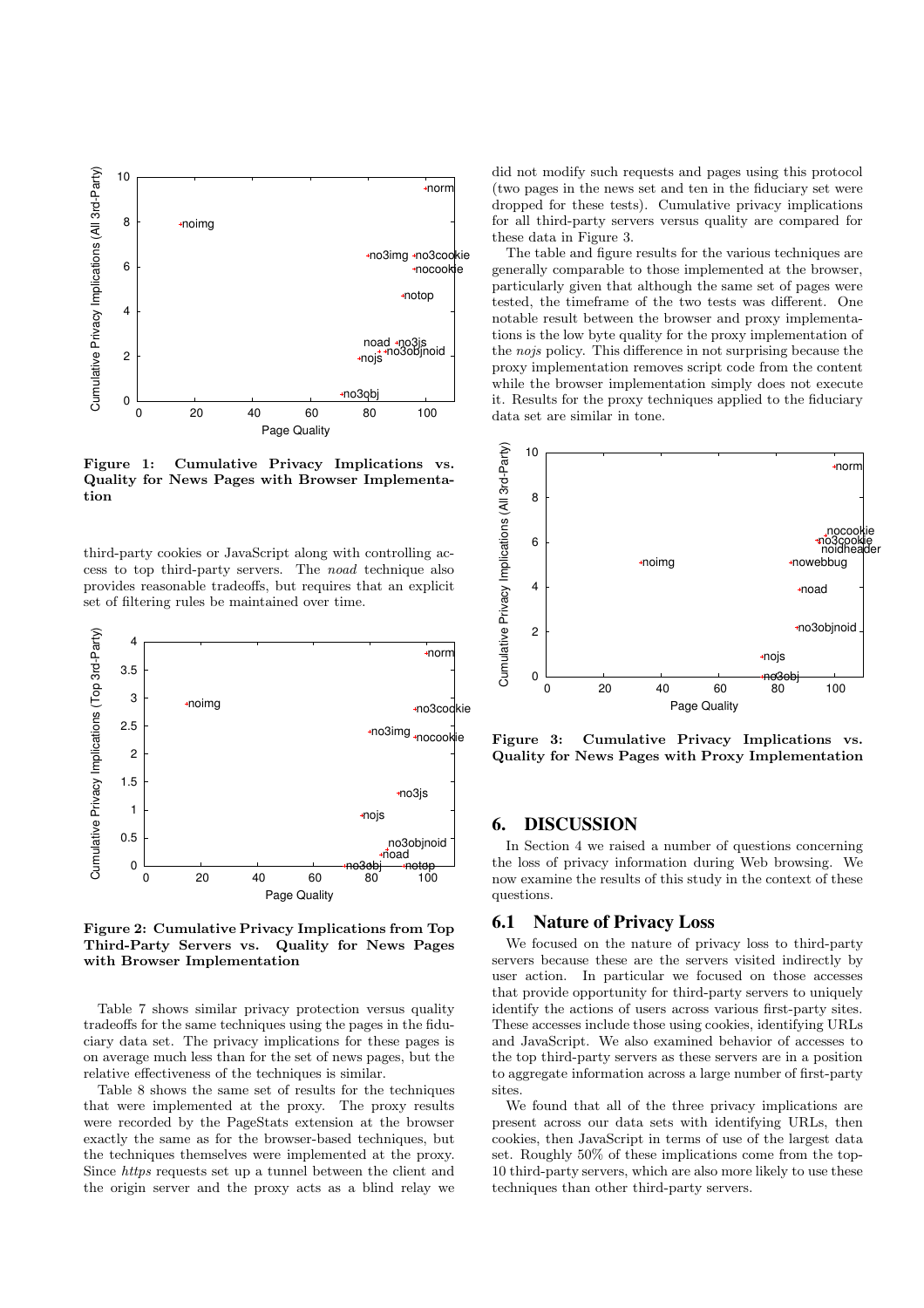Figure 1: Cumulative Privacy Implications vs. Quality for News Pages with Browser Implementation

third-party cookies or JavaScript along with controlling access to top third-party servers. The *noad* technique also provides reasonable tradeoffs, but requires that an explicit set of filtering rules be maintained over time.

Figure 2: Cumulative Privacy Implications from Top Third-Party Servers vs. Quality for News Pages with Browser Implementation

Table 7 shows similar privacy protection versus quality tradeoffs for the same techniques using the pages in the fiduciary data set. The privacy implications for these pages is on average much less than for the set of news pages, but the relative effectiveness of the techniques is similar.

Table 8 shows the same set of results for the techniques that were implemented at the proxy. The proxy results were recorded by the PageStats extension at the browser exactly the same as for the browser-based techniques, but the techniques themselves were implemented at the proxy. Since *https* requests set up a tunnel between the client and the origin server and the proxy acts as a blind relay we did not modify such requests and pages using this protocol (two pages in the news set and ten in the fiduciary set were dropped for these tests). Cumulative privacy implications for all third-party servers versus quality are compared for these data in Figure 3.

The table and figure results for the various techniques are generally comparable to those implemented at the browser, particularly given that although the same set of pages were tested, the timeframe of the two tests was different. One notable result between the browser and proxy implementations is the low byte quality for the proxy implementation of the *nojs* policy. This difference in not surprising because the proxy implementation removes script code from the content while the browser implementation simply does not execute it. Results for the proxy techniques applied to the fiduciary data set are similar in tone.

Figure 3: Cumulative Privacy Implications vs. Quality for News Pages with Proxy Implementation

## 6. DISCUSSION

In Section 4 we raised a number of questions concerning the loss of privacy information during Web browsing. We now examine the results of this study in the context of these questions.

### 6.1 Nature of Privacy Loss

We focused on the nature of privacy loss to third-party servers because these are the servers visited indirectly by user action. In particular we focused on those accesses that provide opportunity for third-party servers to uniquely identify the actions of users across various first-party sites. These accesses include those using cookies, identifying URLs and JavaScript. We also examined behavior of accesses to the top third-party servers as these servers are in a position to aggregate information across a large number of first-party sites.

We found that all of the three privacy implications are present across our data sets with identifying URLs, then cookies, then JavaScript in terms of use of the largest data set. Roughly 50% of these implications come from the top-10 third-party servers, which are also more likely to use these techniques than other third-party servers.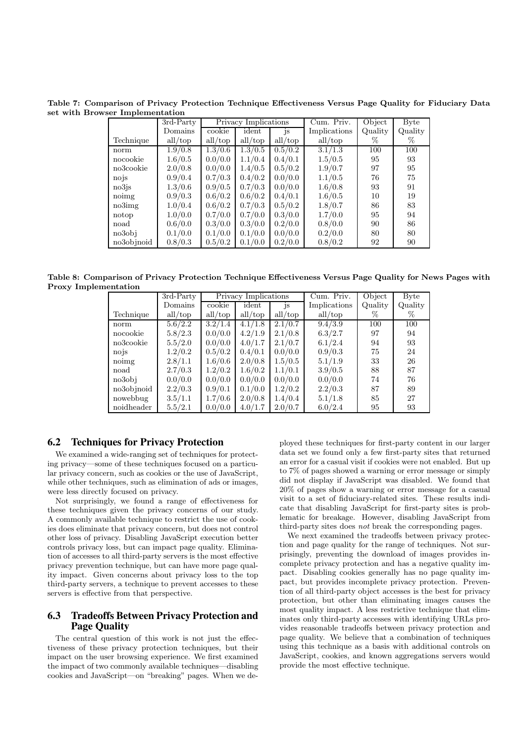**Table 7: Comparison of Privacy Protection Technique Effectiveness Versus Page Quality for Fiduciary Data set with Browser Implementation**

| | 3rd-Party Domains | Privacy Implications | | | Cum. Priv. Implications | Object Quality | Byte Quality |
|---|---|---|---|---|---|---|---|
| | | cookie | ident | js | | | |
| Technique | all/top | all/top | all/top | all/top | all/top | % | % |
| norm | 1.9/0.8 | 1.3/0.6 | 1.3/0.5 | 0.5/0.2 | 3.1/1.3 | 100 | 100 |
| nocookie | 1.6/0.5 | 0.0/0.0 | 1.1/0.4 | 0.4/0.1 | 1.5/0.5 | 95 | 93 |
| no3cookie | 2.0/0.8 | 0.0/0.0 | 1.4/0.5 | 0.5/0.2 | 1.9/0.7 | 97 | 95 |
| nojs | 0.9/0.4 | 0.7/0.3 | 0.4/0.2 | 0.0/0.0 | 1.1/0.5 | 76 | 75 |
| no3js | 1.3/0.6 | 0.9/0.5 | 0.7/0.3 | 0.0/0.0 | 1.6/0.8 | 93 | 91 |
| noimg | 0.9/0.3 | 0.6/0.2 | 0.6/0.2 | 0.4/0.1 | 1.6/0.5 | 10 | 19 |
| no3img | 1.0/0.4 | 0.6/0.2 | 0.7/0.3 | 0.5/0.2 | 1.8/0.7 | 86 | 83 |
| notop | 1.0/0.0 | 0.7/0.0 | 0.7/0.0 | 0.3/0.0 | 1.7/0.0 | 95 | 94 |
| noad | 0.6/0.0 | 0.3/0.0 | 0.3/0.0 | 0.2/0.0 | 0.8/0.0 | 90 | 86 |
| no3obj | 0.1/0.0 | 0.1/0.0 | 0.1/0.0 | 0.0/0.0 | 0.2/0.0 | 80 | 80 |
| no3objnoid | 0.8/0.3 | 0.5/0.2 | 0.1/0.0 | 0.2/0.0 | 0.8/0.2 | 92 | 90 |

**Table 8: Comparison of Privacy Protection Technique Effectiveness Versus Page Quality for News Pages with Proxy Implementation**

| | 3rd-Party Domains | Privacy Implications | | | Cum. Priv. Implications | Object Quality | Byte Quality |
|---|---|---|---|---|---|---|---|
| | | cookie | ident | js | | | |
| Technique | all/top | all/top | all/top | all/top | all/top | % | % |
| norm | 5.6/2.2 | 3.2/1.4 | 4.1/1.8 | 2.1/0.7 | 9.4/3.9 | 100 | 100 |
| nocookie | 5.8/2.3 | 0.0/0.0 | 4.2/1.9 | 2.1/0.8 | 6.3/2.7 | 97 | 94 |
| no3cookie | 5.5/2.0 | 0.0/0.0 | 4.0/1.7 | 2.1/0.7 | 6.1/2.4 | 94 | 93 |
| nojs | 1.2/0.2 | 0.5/0.2 | 0.4/0.1 | 0.0/0.0 | 0.9/0.3 | 75 | 24 |
| noimg | 2.8/1.1 | 1.6/0.6 | 2.0/0.8 | 1.5/0.5 | 5.1/1.9 | 33 | 26 |
| noad | 2.7/0.3 | 1.2/0.2 | 1.6/0.2 | 1.1/0.1 | 3.9/0.5 | 88 | 87 |
| no3obj | 0.0/0.0 | 0.0/0.0 | 0.0/0.0 | 0.0/0.0 | 0.0/0.0 | 74 | 76 |
| no3objnoid | 2.2/0.3 | 0.9/0.1 | 0.1/0.0 | 1.2/0.2 | 2.2/0.3 | 87 | 89 |
| nowebbug | 3.5/1.1 | 1.7/0.6 | 2.0/0.8 | 1.4/0.4 | 5.1/1.8 | 85 | 27 |
| noidheader | 5.5/2.1 | 0.0/0.0 | 4.0/1.7 | 2.0/0.7 | 6.0/2.4 | 95 | 93 |

## 6.2 Techniques for Privacy Protection

We examined a wide-ranging set of techniques for protecting privacy—some of these techniques focused on a particular privacy concern, such as cookies or the use of JavaScript, while other techniques, such as elimination of ads or images, were less directly focused on privacy.

Not surprisingly, we found a range of effectiveness for these techniques given the privacy concerns of our study. A commonly available technique to restrict the use of cookies does eliminate that privacy concern, but does not control other loss of privacy. Disabling JavaScript execution better controls privacy loss, but can impact page quality. Elimination of accesses to all third-party servers is the most effective privacy prevention technique, but can have more page quality impact. Given concerns about privacy loss to the top third-party servers, a technique to prevent accesses to these servers is effective from that perspective.

## 6.3 Tradeoffs Between Privacy Protection and Page Quality

The central question of this work is not just the effectiveness of these privacy protection techniques, but their impact on the user browsing experience. We first examined the impact of two commonly available techniques—disabling cookies and JavaScript—on "breaking" pages. When we deployed these techniques for first-party content in our larger data set we found only a few first-party sites that returned an error for a casual visit if cookies were not enabled. But up to 7% of pages showed a warning or error message or simply did not display if JavaScript was disabled. We found that 20% of pages show a warning or error message for a casual visit to a set of fiduciary-related sites. These results indicate that disabling JavaScript for first-party sites is problematic for breakage. However, disabling JavaScript from third-party sites does *not* break the corresponding pages.

We next examined the tradeoffs between privacy protection and page quality for the range of techniques. Not surprisingly, preventing the download of images provides incomplete privacy protection and has a negative quality impact. Disabling cookies generally has no page quality impact, but provides incomplete privacy protection. Prevention of all third-party object accesses is the best for privacy protection, but other than eliminating images causes the most quality impact. A less restrictive technique that eliminates only third-party accesses with identifying URLs provides reasonable tradeoffs between privacy protection and page quality. We believe that a combination of techniques using this technique as a basis with additional controls on JavaScript, cookies, and known aggregations servers would provide the most effective technique.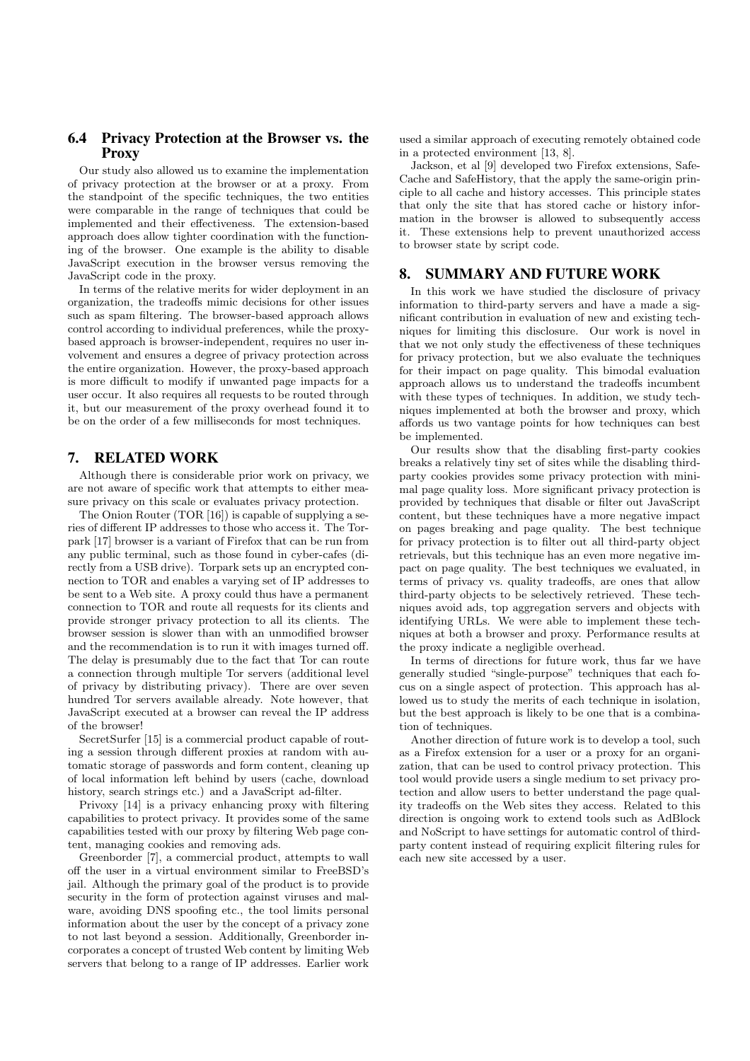### 6.4 Privacy Protection at the Browser vs. the Proxy

Our study also allowed us to examine the implementation of privacy protection at the browser or at a proxy. From the standpoint of the specific techniques, the two entities were comparable in the range of techniques that could be implemented and their effectiveness. The extension-based approach does allow tighter coordination with the functioning of the browser. One example is the ability to disable JavaScript execution in the browser versus removing the JavaScript code in the proxy.

In terms of the relative merits for wider deployment in an organization, the tradeoffs mimic decisions for other issues such as spam filtering. The browser-based approach allows control according to individual preferences, while the proxy-based approach is browser-independent, requires no user involvement and ensures a degree of privacy protection across the entire organization. However, the proxy-based approach is more difficult to modify if unwanted page impacts for a user occur. It also requires all requests to be routed through it, but our measurement of the proxy overhead found it to be on the order of a few milliseconds for most techniques.

## 7. RELATED WORK

Although there is considerable prior work on privacy, we are not aware of specific work that attempts to either measure privacy on this scale or evaluates privacy protection.

The Onion Router (TOR [16]) is capable of supplying a series of different IP addresses to those who access it. The Torpark [17] browser is a variant of Firefox that can be run from any public terminal, such as those found in cyber-cafes (directly from a USB drive). Torpark sets up an encrypted connection to TOR and enables a varying set of IP addresses to be sent to a Web site. A proxy could thus have a permanent connection to TOR and route all requests for its clients and provide stronger privacy protection to all its clients. The browser session is slower than with an unmodified browser and the recommendation is to run it with images turned off. The delay is presumably due to the fact that Tor can route a connection through multiple Tor servers (additional level of privacy by distributing privacy). There are over seven hundred Tor servers available already. Note however, that JavaScript executed at a browser can reveal the IP address of the browser!

SecretSurfer [15] is a commercial product capable of routing a session through different proxies at random with automatic storage of passwords and form content, cleaning up of local information left behind by users (cache, download history, search strings etc.) and a JavaScript ad-filter.

Privoxy [14] is a privacy enhancing proxy with filtering capabilities to protect privacy. It provides some of the same capabilities tested with our proxy by filtering Web page content, managing cookies and removing ads.

Greenborder [7], a commercial product, attempts to wall off the user in a virtual environment similar to FreeBSD's jail. Although the primary goal of the product is to provide security in the form of protection against viruses and malware, avoiding DNS spoofing etc., the tool limits personal information about the user by the concept of a privacy zone to not last beyond a session. Additionally, Greenborder incorporates a concept of trusted Web content by limiting Web servers that belong to a range of IP addresses. Earlier work used a similar approach of executing remotely obtained code in a protected environment [13, 8].

Jackson, et al [9] developed two Firefox extensions, SafeCache and SafeHistory, that the apply the same-origin principle to all cache and history accesses. This principle states that only the site that has stored cache or history information in the browser is allowed to subsequently access it. These extensions help to prevent unauthorized access to browser state by script code.

## 8. SUMMARY AND FUTURE WORK

In this work we have studied the disclosure of privacy information to third-party servers and have a made a significant contribution in evaluation of new and existing techniques for limiting this disclosure. Our work is novel in that we not only study the effectiveness of these techniques for privacy protection, but we also evaluate the techniques for their impact on page quality. This bimodal evaluation approach allows us to understand the tradeoffs incumbent with these types of techniques. In addition, we study techniques implemented at both the browser and proxy, which affords us two vantage points for how techniques can best be implemented.

Our results show that the disabling first-party cookies breaks a relatively tiny set of sites while the disabling third-party cookies provides some privacy protection with minimal page quality loss. More significant privacy protection is provided by techniques that disable or filter out JavaScript content, but these techniques have a more negative impact on pages breaking and page quality. The best technique for privacy protection is to filter out all third-party object retrievals, but this technique has an even more negative impact on page quality. The best techniques we evaluated, in terms of privacy vs. quality tradeoffs, are ones that allow third-party objects to be selectively retrieved. These techniques avoid ads, top aggregation servers and objects with identifying URLs. We were able to implement these techniques at both a browser and proxy. Performance results at the proxy indicate a negligible overhead.

In terms of directions for future work, thus far we have generally studied "single-purpose" techniques that each focus on a single aspect of protection. This approach has allowed us to study the merits of each technique in isolation, but the best approach is likely to be one that is a combination of techniques.

Another direction of future work is to develop a tool, such as a Firefox extension for a user or a proxy for an organization, that can be used to control privacy protection. This tool would provide users a single medium to set privacy protection and allow users to better understand the page quality tradeoffs on the Web sites they access. Related to this direction is ongoing work to extend tools such as AdBlock and NoScript to have settings for automatic control of third-party content instead of requiring explicit filtering rules for each new site accessed by a user.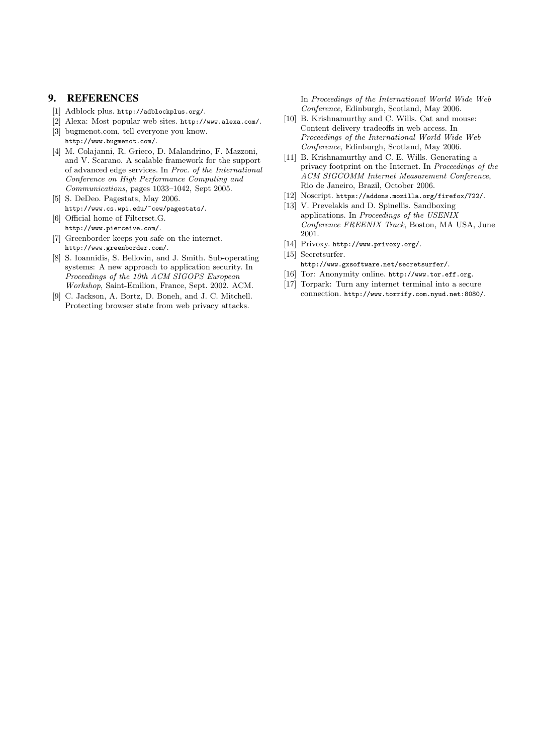## 9. REFERENCES

[1] Adblock plus. http://adblockplus.org/.

[2] Alexa: Most popular web sites. http://www.alexa.com/.

[3] bugmenot.com, tell everyone you know. http://www.bugmenot.com/.

[4] M. Colajanni, R. Grieco, D. Malandrino, F. Mazzoni, and V. Scarano. A scalable framework for the support of advanced edge services. In *Proc. of the International Conference on High Performance Computing and Communications*, pages 1033–1042, Sept 2005.

[5] S. DeDeo. Pagestats, May 2006. http://www.cs.wpi.edu/~cew/pagestats/.

[6] Official home of Filterset.G. http://www.pierceive.com/.

[7] Greenborder keeps you safe on the internet. http://www.greenborder.com/.

[8] S. Ioannidis, S. Bellovin, and J. Smith. Sub-operating systems: A new approach to application security. In *Proceedings of the 10th ACM SIGOPS European Workshop*, Saint-Emilion, France, Sept. 2002. ACM.

[9] C. Jackson, A. Bortz, D. Boneh, and J. C. Mitchell. Protecting browser state from web privacy attacks. In *Proceedings of the International World Wide Web Conference*, Edinburgh, Scotland, May 2006.

[10] B. Krishnamurthy and C. Wills. Cat and mouse: Content delivery tradeoffs in web access. In *Proceedings of the International World Wide Web Conference*, Edinburgh, Scotland, May 2006.

[11] B. Krishnamurthy and C. E. Wills. Generating a privacy footprint on the Internet. In *Proceedings of the ACM SIGCOMM Internet Measurement Conference*, Rio de Janeiro, Brazil, October 2006.

[12] Noscript. https://addons.mozilla.org/firefox/722/.

[13] V. Prevelakis and D. Spinellis. Sandboxing applications. In *Proceedings of the USENIX Conference FREENIX Track*, Boston, MA USA, June 2001.

[14] Privoxy. http://www.privoxy.org/.

[15] Secretsurfer. http://www.gxsoftware.net/secretsurfer/.

[16] Tor: Anonymity online. http://www.tor.eff.org.

[17] Torpark: Turn any internet terminal into a secure connection. http://www.torrify.com.nyud.net:8080/.